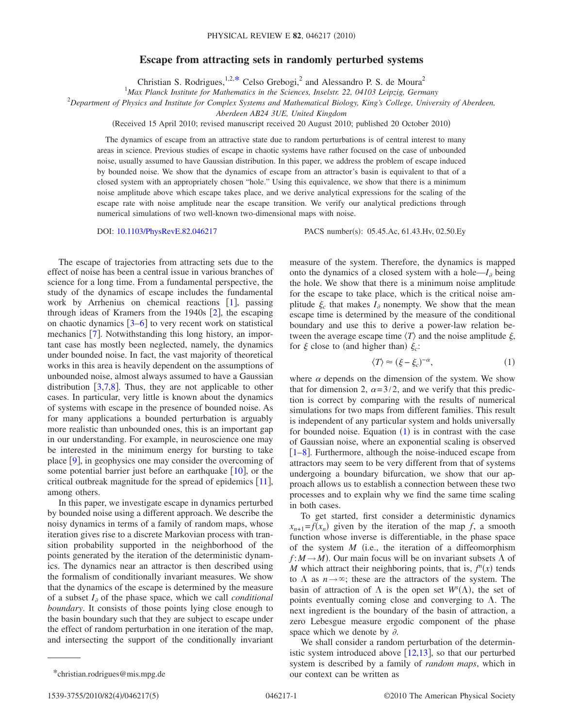# Escape from attracting sets in randomly perturbed systems

Christian S. Rodrigues,[1,2,*] Celso Grebogi,[2] and Alessandro P. S. de Moura[2]

[1]*Max Planck Institute for Mathematics in the Sciences, Inselstr. 22, 04103 Leipzig, Germany*

[2]*Department of Physics and Institute for Complex Systems and Mathematical Biology, King's College, University of Aberdeen, Aberdeen AB24 3UE, United Kingdom*

(Received 15 April 2010; revised manuscript received 20 August 2010; published 20 October 2010)

The dynamics of escape from an attractive state due to random perturbations is of central interest to many areas in science. Previous studies of escape in chaotic systems have rather focused on the case of unbounded noise, usually assumed to have Gaussian distribution. In this paper, we address the problem of escape induced by bounded noise. We show that the dynamics of escape from an attractor's basin is equivalent to that of a closed system with an appropriately chosen "hole." Using this equivalence, we show that there is a minimum noise amplitude above which escape takes place, and we derive analytical expressions for the scaling of the escape rate with noise amplitude near the escape transition. We verify our analytical predictions through numerical simulations of two well-known two-dimensional maps with noise.

DOI: 10.1103/PhysRevE.82.046217 PACS number(s): 05.45.Ac, 61.43.Hv, 02.50.Ey

The escape of trajectories from attracting sets due to the effect of noise has been a central issue in various branches of science for a long time. From a fundamental perspective, the study of the dynamics of escape includes the fundamental work by Arrhenius on chemical reactions [1], passing through ideas of Kramers from the 1940s [2], the escaping on chaotic dynamics [3–6] to very recent work on statistical mechanics [7]. Notwithstanding this long history, an important case has mostly been neglected, namely, the dynamics under bounded noise. In fact, the vast majority of theoretical works in this area is heavily dependent on the assumptions of unbounded noise, almost always assumed to have a Gaussian distribution [3,7,8]. Thus, they are not applicable to other cases. In particular, very little is known about the dynamics of systems with escape in the presence of bounded noise. As for many applications a bounded perturbation is arguably more realistic than unbounded ones, this is an important gap in our understanding. For example, in neuroscience one may be interested in the minimum energy for bursting to take place [9], in geophysics one may consider the overcoming of some potential barrier just before an earthquake [10], or the critical outbreak magnitude for the spread of epidemics [11], among others.

In this paper, we investigate escape in dynamics perturbed by bounded noise using a different approach. We describe the noisy dynamics in terms of a family of random maps, whose iteration gives rise to a discrete Markovian process with transition probability supported in the neighborhood of the points generated by the iteration of the deterministic dynamics. The dynamics near an attractor is then described using the formalism of conditionally invariant measures. We show that the dynamics of escape is determined by the measure of a subset $I_\partial$ of the phase space, which we call *conditional boundary*. It consists of those points lying close enough to the basin boundary such that they are subject to escape under the effect of random perturbation in one iteration of the map, and intersecting the support of the conditionally invariant measure of the system. Therefore, the dynamics is mapped onto the dynamics of a closed system with a hole—$I_\partial$ being the hole. We show that there is a minimum noise amplitude for the escape to take place, which is the critical noise amplitude $\xi_c$ that makes $I_\partial$ nonempty. We show that the mean escape time is determined by the measure of the conditional boundary and use this to derive a power-law relation between the average escape time $\langle T \rangle$ and the noise amplitude $\xi$, for $\xi$ close to (and higher than) $\xi_c$:

$$\langle T \rangle \approx (\xi - \xi_c)^{-\alpha}, \tag{1}$$

where $\alpha$ depends on the dimension of the system. We show that for dimension 2, $\alpha = 3/2$, and we verify that this prediction is correct by comparing with the results of numerical simulations for two maps from different families. This result is independent of any particular system and holds universally for bounded noise. Equation (1) is in contrast with the case of Gaussian noise, where an exponential scaling is observed [1–8]. Furthermore, although the noise-induced escape from attractors may seem to be very different from that of systems undergoing a boundary bifurcation, we show that our approach allows us to establish a connection between these two processes and to explain why we find the same time scaling in both cases.

To get started, first consider a deterministic dynamics $x_{n+1} = f(x_n)$ given by the iteration of the map $f$, a smooth function whose inverse is differentiable, in the phase space of the system $M$ (i.e., the iteration of a diffeomorphism $f: M \to M$). Our main focus will be on invariant subsets $\Lambda$ of $M$ which attract their neighboring points, that is, $f^n(x)$ tends to $\Lambda$ as $n \to \infty$; these are the attractors of the system. The basin of attraction of $\Lambda$ is the open set $W^s(\Lambda)$, the set of points eventually coming close and converging to $\Lambda$. The next ingredient is the boundary of the basin of attraction, a zero Lebesgue measure ergodic component of the phase space which we denote by $\partial$.

We shall consider a random perturbation of the deterministic system introduced above [12,13], so that our perturbed system is described by a family of *random maps*, which in our context can be written as

*christian.rodrigues@mis.mpg.de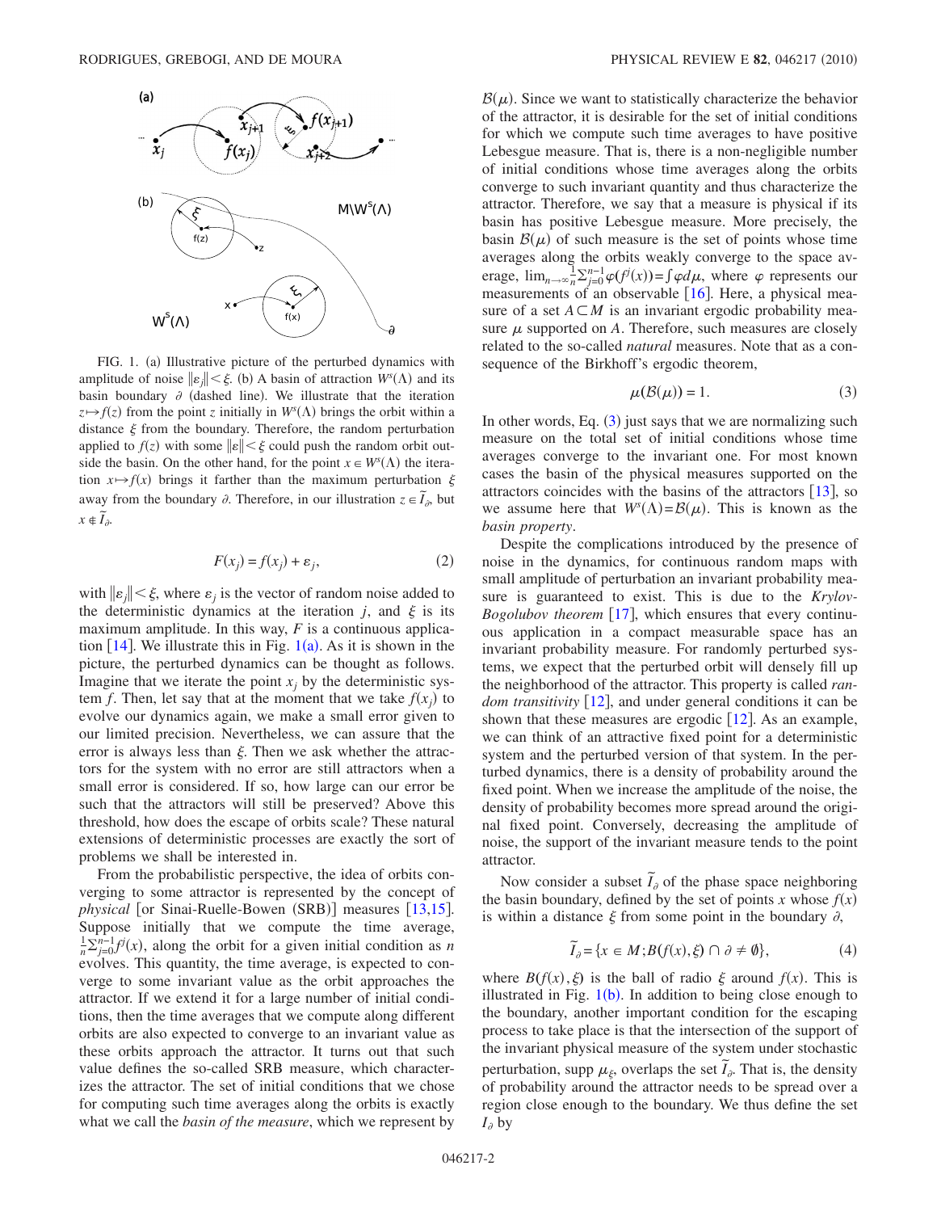FIG. 1. (a) Illustrative picture of the perturbed dynamics with amplitude of noise $\|\varepsilon_j\| < \xi$. (b) A basin of attraction $W^s(\Lambda)$ and its basin boundary $\partial$ (dashed line). We illustrate that the iteration $z \mapsto f(z)$ from the point $z$ initially in $W^s(\Lambda)$ brings the orbit within a distance $\xi$ from the boundary. Therefore, the random perturbation applied to $f(z)$ with some $\|\varepsilon\| < \xi$ could push the random orbit outside the basin. On the other hand, for the point $x \in W^s(\Lambda)$ the iteration $x \mapsto f(x)$ brings it farther than the maximum perturbation $\xi$ away from the boundary $\partial$. Therefore, in our illustration $z \in \tilde{I}_\partial$, but $x \notin \tilde{I}_\partial$.

$$F(x_j) = f(x_j) + \varepsilon_j, \tag{2}$$

with $\|\varepsilon_j\| < \xi$, where $\varepsilon_j$ is the vector of random noise added to the deterministic dynamics at the iteration $j$, and $\xi$ is its maximum amplitude. In this way, $F$ is a continuous application [14]. We illustrate this in Fig. 1(a). As it is shown in the picture, the perturbed dynamics can be thought as follows. Imagine that we iterate the point $x_j$ by the deterministic system $f$. Then, let say that at the moment that we take $f(x_j)$ to evolve our dynamics again, we make a small error given to our limited precision. Nevertheless, we can assure that the error is always less than $\xi$. Then we ask whether the attractors for the system with no error are still attractors when a small error is considered. If so, how large can our error be such that the attractors will still be preserved? Above this threshold, how does the escape of orbits scale? These natural extensions of deterministic processes are exactly the sort of problems we shall be interested in.

From the probabilistic perspective, the idea of orbits converging to some attractor is represented by the concept of *physical* [or Sinai-Ruelle-Bowen (SRB)] measures [13,15]. Suppose initially that we compute the time average, $\frac{1}{n}\sum_{j=0}^{n-1} f^j(x)$, along the orbit for a given initial condition as $n$ evolves. This quantity, the time average, is expected to converge to some invariant value as the orbit approaches the attractor. If we extend it for a large number of initial conditions, then the time averages that we compute along different orbits are also expected to converge to an invariant value as these orbits approach the attractor. It turns out that such value defines the so-called SRB measure, which characterizes the attractor. The set of initial conditions that we chose for computing such time averages along the orbits is exactly what we call the *basin of the measure*, which we represent by $\mathcal{B}(\mu)$. Since we want to statistically characterize the behavior of the attractor, it is desirable for the set of initial conditions for which we compute such time averages to have positive Lebesgue measure. That is, there is a non-negligible number of initial conditions whose time averages along the orbits converge to such invariant quantity and thus characterize the attractor. Therefore, we say that a measure is physical if its basin has positive Lebesgue measure. More precisely, the basin $\mathcal{B}(\mu)$ of such measure is the set of points whose time averages along the orbits weakly converge to the space average, $\lim_{n\to\infty}\frac{1}{n}\sum_{j=0}^{n-1}\varphi(f^j(x)) = \int \varphi d\mu$, where $\varphi$ represents our measurements of an observable [16]. Here, a physical measure of a set $A \subset M$ is an invariant ergodic probability measure $\mu$ supported on $A$. Therefore, such measures are closely related to the so-called *natural* measures. Note that as a consequence of the Birkhoff's ergodic theorem,

$$\mu(\mathcal{B}(\mu)) = 1. \tag{3}$$

In other words, Eq. (3) just says that we are normalizing such measure on the total set of initial conditions whose time averages converge to the invariant one. For most known cases the basin of the physical measures supported on the attractors coincides with the basins of the attractors [13], so we assume here that $W^s(\Lambda) = \mathcal{B}(\mu)$. This is known as the *basin property*.

Despite the complications introduced by the presence of noise in the dynamics, for continuous random maps with small amplitude of perturbation an invariant probability measure is guaranteed to exist. This is due to the *Krylov-Bogolubov theorem* [17], which ensures that every continuous application in a compact measurable space has an invariant probability measure. For randomly perturbed systems, we expect that the perturbed orbit will densely fill up the neighborhood of the attractor. This property is called *random transitivity* [12], and under general conditions it can be shown that these measures are ergodic [12]. As an example, we can think of an attractive fixed point for a deterministic system and the perturbed version of that system. In the perturbed dynamics, there is a density of probability around the fixed point. When we increase the amplitude of the noise, the density of probability becomes more spread around the original fixed point. Conversely, decreasing the amplitude of noise, the support of the invariant measure tends to the point attractor.

Now consider a subset $\tilde{I}_\partial$ of the phase space neighboring the basin boundary, defined by the set of points $x$ whose $f(x)$ is within a distance $\xi$ from some point in the boundary $\partial$,

$$\tilde{I}_\partial = \{x \in M; B(f(x), \xi) \cap \partial \neq \emptyset\}, \tag{4}$$

where $B(f(x), \xi)$ is the ball of radio $\xi$ around $f(x)$. This is illustrated in Fig. 1(b). In addition to being close enough to the boundary, another important condition for the escaping process to take place is that the intersection of the support of the invariant physical measure of the system under stochastic perturbation, supp $\mu_\xi$, overlaps the set $\tilde{I}_\partial$. That is, the density of probability around the attractor needs to be spread over a region close enough to the boundary. We thus define the set $I_\partial$ by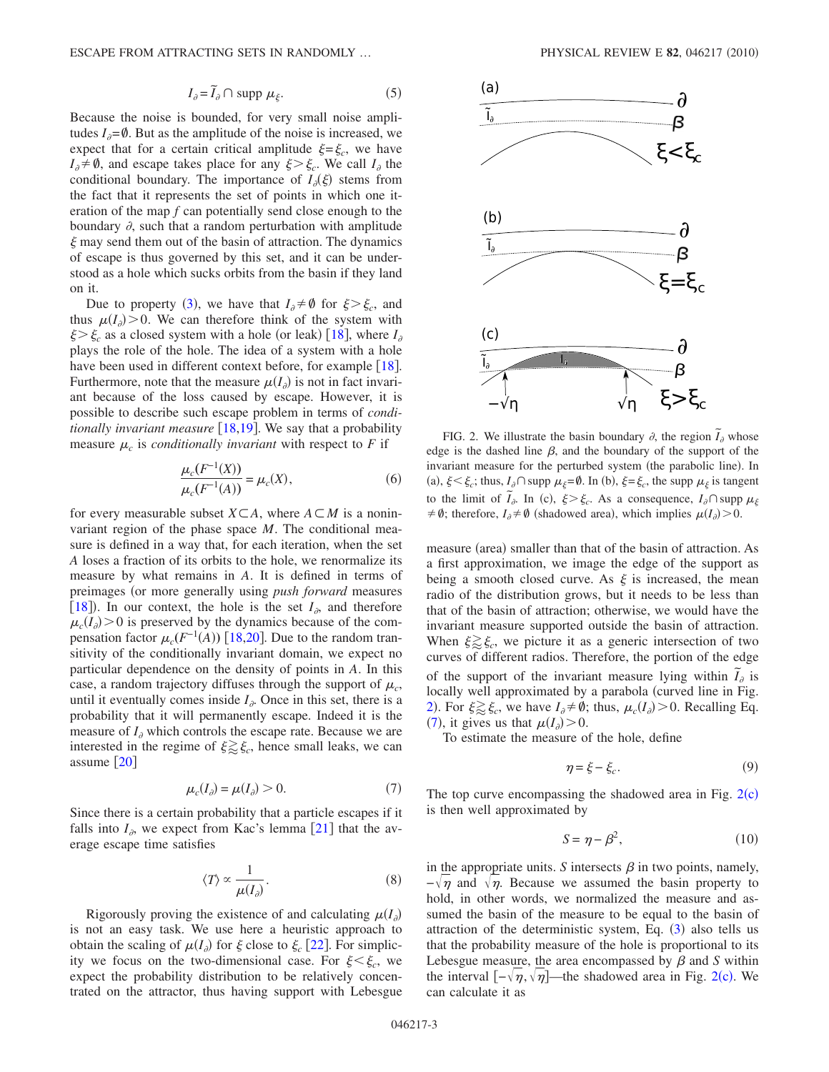$$I_\partial = \tilde{I}_\partial \cap \text{supp}\,\mu_\xi. \tag{5}$$

Because the noise is bounded, for very small noise amplitudes $I_\partial = \emptyset$. But as the amplitude of the noise is increased, we expect that for a certain critical amplitude $\xi = \xi_c$, we have $I_\partial \neq \emptyset$, and escape takes place for any $\xi > \xi_c$. We call $I_\partial$ the conditional boundary. The importance of $I_\partial(\xi)$ stems from the fact that it represents the set of points in which one iteration of the map $f$ can potentially send close enough to the boundary $\partial$, such that a random perturbation with amplitude $\xi$ may send them out of the basin of attraction. The dynamics of escape is thus governed by this set, and it can be understood as a hole which sucks orbits from the basin if they land on it.

Due to property (3), we have that $I_\partial \neq \emptyset$ for $\xi > \xi_c$, and thus $\mu(I_\partial) > 0$. We can therefore think of the system with $\xi > \xi_c$ as a closed system with a hole (or leak) [18], where $I_\partial$ plays the role of the hole. The idea of a system with a hole have been used in different context before, for example [18]. Furthermore, note that the measure $\mu(I_\partial)$ is not in fact invariant because of the loss caused by escape. However, it is possible to describe such escape problem in terms of *conditionally invariant measure* [18,19]. We say that a probability measure $\mu_c$ is *conditionally invariant* with respect to $F$ if

$$\frac{\mu_c(F^{-1}(X))}{\mu_c(F^{-1}(A))} = \mu_c(X), \tag{6}$$

for every measurable subset $X \subset A$, where $A \subset M$ is a noninvariant region of the phase space $M$. The conditional measure is defined in a way that, for each iteration, when the set $A$ loses a fraction of its orbits to the hole, we renormalize its measure by what remains in $A$. It is defined in terms of preimages (or more generally using *push forward* measures [18]). In our context, the hole is the set $I_\partial$, and therefore $\mu_c(I_\partial) > 0$ is preserved by the dynamics because of the compensation factor $\mu_c(F^{-1}(A))$ [18,20]. Due to the random transitivity of the conditionally invariant domain, we expect no particular dependence on the density of points in $A$. In this case, a random trajectory diffuses through the support of $\mu_c$, until it eventually comes inside $I_\partial$. Once in this set, there is a probability that it will permanently escape. Indeed it is the measure of $I_\partial$ which controls the escape rate. Because we are interested in the regime of $\xi \gtrsim \xi_c$, hence small leaks, we can assume [20]

$$\mu_c(I_\partial) = \mu(I_\partial) > 0. \tag{7}$$

Since there is a certain probability that a particle escapes if it falls into $I_\partial$, we expect from Kac's lemma [21] that the average escape time satisfies

$$\langle T \rangle \propto \frac{1}{\mu(I_\partial)}. \tag{8}$$

Rigorously proving the existence of and calculating $\mu(I_\partial)$ is not an easy task. We use here a heuristic approach to obtain the scaling of $\mu(I_\partial)$ for $\xi$ close to $\xi_c$ [22]. For simplicity we focus on the two-dimensional case. For $\xi < \xi_c$, we expect the probability distribution to be relatively concentrated on the attractor, thus having support with Lebesgue measure (area) smaller than that of the basin of attraction. As a first approximation, we image the edge of the support as being a smooth closed curve. As $\xi$ is increased, the mean radio of the distribution grows, but it needs to be less than that of the basin of attraction; otherwise, we would have the invariant measure supported outside the basin of attraction. When $\xi \gtrsim \xi_c$, we picture it as a generic intersection of two curves of different radios. Therefore, the portion of the edge of the support of the invariant measure lying within $\tilde{I}_\partial$ is locally well approximated by a parabola (curved line in Fig. 2). For $\xi \gtrsim \xi_c$, we have $I_\partial \neq \emptyset$; thus, $\mu_c(I_\partial) > 0$. Recalling Eq. (7), it gives us that $\mu(I_\partial) > 0$.

FIG. 2. We illustrate the basin boundary $\partial$, the region $\tilde{I}_\partial$ whose edge is the dashed line $\beta$, and the boundary of the support of the invariant measure for the perturbed system (the parabolic line). In (a), $\xi < \xi_c$; thus, $I_\partial \cap \text{supp}\,\mu_\xi = \emptyset$. In (b), $\xi = \xi_c$, the supp $\mu_\xi$ is tangent to the limit of $\tilde{I}_\partial$. In (c), $\xi > \xi_c$. As a consequence, $I_\partial \cap \text{supp}\,\mu_\xi \neq \emptyset$; therefore, $I_\partial \neq \emptyset$ (shadowed area), which implies $\mu(I_\partial) > 0$.

To estimate the measure of the hole, define

$$\eta = \xi - \xi_c. \tag{9}$$

The top curve encompassing the shadowed area in Fig. 2(c) is then well approximated by

$$S = \eta - \beta^2, \tag{10}$$

in the appropriate units. $S$ intersects $\beta$ in two points, namely, $-\sqrt{\eta}$ and $\sqrt{\eta}$. Because we assumed the basin property to hold, in other words, we normalized the measure and assumed the basin of the measure to be equal to the basin of attraction of the deterministic system, Eq. (3) also tells us that the probability measure of the hole is proportional to its Lebesgue measure, the area encompassed by $\beta$ and $S$ within the interval $[-\sqrt{\eta}, \sqrt{\eta}]$—the shadowed area in Fig. 2(c). We can calculate it as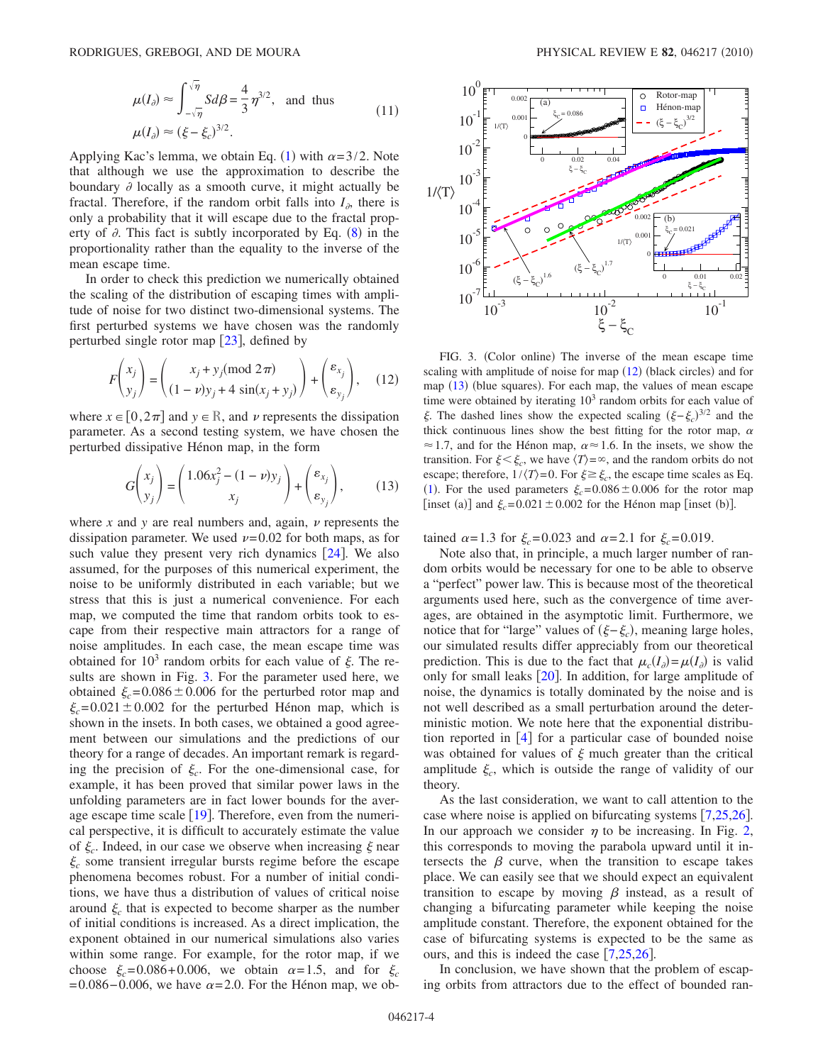$$\mu(I_\partial) \approx \int_{-\sqrt{\eta}}^{\sqrt{\eta}} S d\beta = \frac{4}{3}\eta^{3/2}, \quad \text{and thus}$$
$$\mu(I_\partial) \approx (\xi - \xi_c)^{3/2}. \tag{11}$$

Applying Kac's lemma, we obtain Eq. (1) with $\alpha = 3/2$. Note that although we use the approximation to describe the boundary $\partial$ locally as a smooth curve, it might actually be fractal. Therefore, if the random orbit falls into $I_\partial$, there is only a probability that it will escape due to the fractal property of $\partial$. This fact is subtly incorporated by Eq. (8) in the proportionality rather than the equality to the inverse of the mean escape time.

In order to check this prediction we numerically obtained the scaling of the distribution of escaping times with amplitude of noise for two distinct two-dimensional systems. The first perturbed systems we have chosen was the randomly perturbed single rotor map [23], defined by

$$F\begin{pmatrix} x_j \\ y_j \end{pmatrix} = \begin{pmatrix} x_j + y_j (\text{mod } 2\pi) \\ (1-\nu)y_j + 4\sin(x_j + y_j) \end{pmatrix} + \begin{pmatrix} \varepsilon_{x_j} \\ \varepsilon_{y_j} \end{pmatrix}, \tag{12}$$

where $x \in [0, 2\pi]$ and $y \in \mathbb{R}$, and $\nu$ represents the dissipation parameter. As a second testing system, we have chosen the perturbed dissipative Hénon map, in the form

$$G\begin{pmatrix} x_j \\ y_j \end{pmatrix} = \begin{pmatrix} 1.06x_j^2 - (1-\nu)y_j \\ x_j \end{pmatrix} + \begin{pmatrix} \varepsilon_{x_j} \\ \varepsilon_{y_j} \end{pmatrix}, \tag{13}$$

where $x$ and $y$ are real numbers and, again, $\nu$ represents the dissipation parameter. We used $\nu = 0.02$ for both maps, as for such value they present very rich dynamics [24]. We also assumed, for the purposes of this numerical experiment, the noise to be uniformly distributed in each variable; but we stress that this is just a numerical convenience. For each map, we computed the time that random orbits took to escape from their respective main attractors for a range of noise amplitudes. In each case, the mean escape time was obtained for $10^3$ random orbits for each value of $\xi$. The results are shown in Fig. 3. For the parameter used here, we obtained $\xi_c = 0.086 \pm 0.006$ for the perturbed rotor map and $\xi_c = 0.021 \pm 0.002$ for the perturbed Hénon map, which is shown in the insets. In both cases, we obtained a good agreement between our simulations and the predictions of our theory for a range of decades. An important remark is regarding the precision of $\xi_c$. For the one-dimensional case, for example, it has been proved that similar power laws in the unfolding parameters are in fact lower bounds for the average escape time scale [19]. Therefore, even from the numerical perspective, it is difficult to accurately estimate the value of $\xi_c$. Indeed, in our case we observe when increasing $\xi$ near $\xi_c$ some transient irregular bursts regime before the escape phenomena becomes robust. For a number of initial conditions, we have thus a distribution of values of critical noise around $\xi_c$ that is expected to become sharper as the number of initial conditions is increased. As a direct implication, the exponent obtained in our numerical simulations also varies within some range. For example, for the rotor map, if we choose $\xi_c = 0.086 + 0.006$, we obtain $\alpha = 1.5$, and for $\xi_c = 0.086 - 0.006$, we have $\alpha = 2.0$. For the Hénon map, we obtained $\alpha = 1.3$ for $\xi_c = 0.023$ and $\alpha = 2.1$ for $\xi_c = 0.019$.

FIG. 3. (Color online) The inverse of the mean escape time scaling with amplitude of noise for map (12) (black circles) and for map (13) (blue squares). For each map, the values of mean escape time were obtained by iterating $10^3$ random orbits for each value of $\xi$. The dashed lines show the expected scaling $(\xi - \xi_c)^{3/2}$ and the thick continuous lines show the best fitting for the rotor map, $\alpha \approx 1.7$, and for the Hénon map, $\alpha \approx 1.6$. In the insets, we show the transition. For $\xi < \xi_c$, we have $\langle T \rangle = \infty$, and the random orbits do not escape; therefore, $1/\langle T \rangle = 0$. For $\xi \geq \xi_c$, the escape time scales as Eq. (1). For the used parameters $\xi_c = 0.086 \pm 0.006$ for the rotor map [inset (a)] and $\xi_c = 0.021 \pm 0.002$ for the Hénon map [inset (b)].

Note also that, in principle, a much larger number of random orbits would be necessary for one to be able to observe a "perfect" power law. This is because most of the theoretical arguments used here, such as the convergence of time averages, are obtained in the asymptotic limit. Furthermore, we notice that for "large" values of $(\xi - \xi_c)$, meaning large holes, our simulated results differ appreciably from our theoretical prediction. This is due to the fact that $\mu_c(I_\partial) = \mu(I_\partial)$ is valid only for small leaks [20]. In addition, for large amplitude of noise, the dynamics is totally dominated by the noise and is not well described as a small perturbation around the deterministic motion. We note here that the exponential distribution reported in [4] for a particular case of bounded noise was obtained for values of $\xi$ much greater than the critical amplitude $\xi_c$, which is outside the range of validity of our theory.

As the last consideration, we want to call attention to the case where noise is applied on bifurcating systems [7,25,26]. In our approach we consider $\eta$ to be increasing. In Fig. 2, this corresponds to moving the parabola upward until it intersects the $\beta$ curve, when the transition to escape takes place. We can easily see that we should expect an equivalent transition to escape by moving $\beta$ instead, as a result of changing a bifurcating parameter while keeping the noise amplitude constant. Therefore, the exponent obtained for the case of bifurcating systems is expected to be the same as ours, and this is indeed the case [7,25,26].

In conclusion, we have shown that the problem of escaping orbits from attractors due to the effect of bounded ran-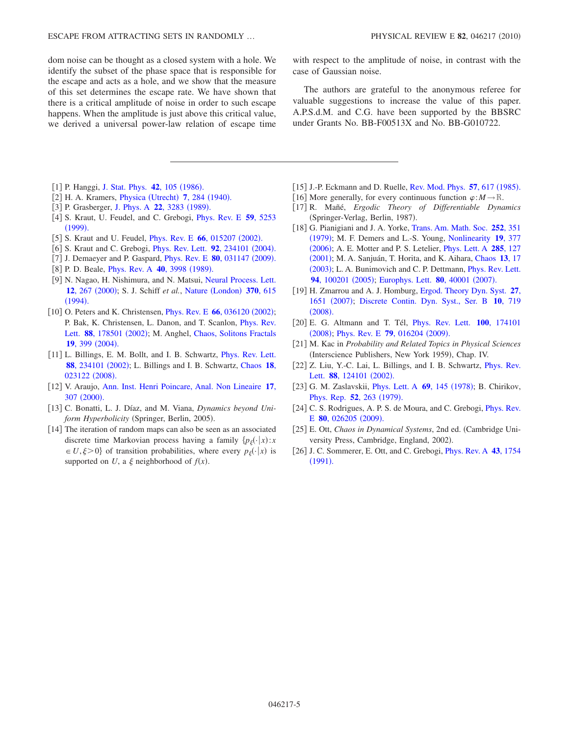dom noise can be thought as a closed system with a hole. We identify the subset of the phase space that is responsible for the escape and acts as a hole, and we show that the measure of this set determines the escape rate. We have shown that there is a critical amplitude of noise in order to such escape happens. When the amplitude is just above this critical value, we derived a universal power-law relation of escape time with respect to the amplitude of noise, in contrast with the case of Gaussian noise.

The authors are grateful to the anonymous referee for valuable suggestions to increase the value of this paper. A.P.S.d.M. and C.G. have been supported by the BBSRC under Grants No. BB-F00513X and No. BB-G010722.

---

[1] P. Hanggi, J. Stat. Phys. **42**, 105 (1986).

[2] H. A. Kramers, Physica (Utrecht) **7**, 284 (1940).

[3] P. Grasberger, J. Phys. A **22**, 3283 (1989).

[4] S. Kraut, U. Feudel, and C. Grebogi, Phys. Rev. E **59**, 5253 (1999).

[5] S. Kraut and U. Feudel, Phys. Rev. E **66**, 015207 (2002).

[6] S. Kraut and C. Grebogi, Phys. Rev. Lett. **92**, 234101 (2004).

[7] J. Demaeyer and P. Gaspard, Phys. Rev. E **80**, 031147 (2009).

[8] P. D. Beale, Phys. Rev. A **40**, 3998 (1989).

[9] N. Nagao, H. Nishimura, and N. Matsui, Neural Process. Lett. **12**, 267 (2000); S. J. Schiff *et al.*, Nature (London) **370**, 615 (1994).

[10] O. Peters and K. Christensen, Phys. Rev. E **66**, 036120 (2002); P. Bak, K. Christensen, L. Danon, and T. Scanlon, Phys. Rev. Lett. **88**, 178501 (2002); M. Anghel, Chaos, Solitons Fractals **19**, 399 (2004).

[11] L. Billings, E. M. Bollt, and I. B. Schwartz, Phys. Rev. Lett. **88**, 234101 (2002); L. Billings and I. B. Schwartz, Chaos **18**, 023122 (2008).

[12] V. Araujo, Ann. Inst. Henri Poincare, Anal. Non Lineaire **17**, 307 (2000).

[13] C. Bonatti, L. J. Díaz, and M. Viana, *Dynamics beyond Uniform Hyperbolicity* (Springer, Berlin, 2005).

[14] The iteration of random maps can also be seen as an associated discrete time Markovian process having a family $\{p_\xi(\cdot|x):x \in U, \xi>0\}$ of transition probabilities, where every $p_\xi(\cdot|x)$ is supported on $U$, a $\xi$ neighborhood of $f(x)$.

[15] J.-P. Eckmann and D. Ruelle, Rev. Mod. Phys. **57**, 617 (1985).

[16] More generally, for every continuous function $\varphi: M \to \mathbb{R}$.

[17] R. Mañé, *Ergodic Theory of Differentiable Dynamics* (Springer-Verlag, Berlin, 1987).

[18] G. Pianigiani and J. A. Yorke, Trans. Am. Math. Soc. **252**, 351 (1979); M. F. Demers and L.-S. Young, Nonlinearity **19**, 377 (2006); A. E. Motter and P. S. Letelier, Phys. Lett. A **285**, 127 (2001); M. A. Sanjuán, T. Horita, and K. Aihara, Chaos **13**, 17 (2003); L. A. Bunimovich and C. P. Dettmann, Phys. Rev. Lett. **94**, 100201 (2005); Europhys. Lett. **80**, 40001 (2007).

[19] H. Zmarrou and A. J. Homburg, Ergod. Theory Dyn. Syst. **27**, 1651 (2007); Discrete Contin. Dyn. Syst., Ser. B **10**, 719 (2008).

[20] E. G. Altmann and T. Tél, Phys. Rev. Lett. **100**, 174101 (2008); Phys. Rev. E **79**, 016204 (2009).

[21] M. Kac in *Probability and Related Topics in Physical Sciences* (Interscience Publishers, New York 1959), Chap. IV.

[22] Z. Liu, Y.-C. Lai, L. Billings, and I. B. Schwartz, Phys. Rev. Lett. **88**, 124101 (2002).

[23] G. M. Zaslavskii, Phys. Lett. A **69**, 145 (1978); B. Chirikov, Phys. Rep. **52**, 263 (1979).

[24] C. S. Rodrigues, A. P. S. de Moura, and C. Grebogi, Phys. Rev. E **80**, 026205 (2009).

[25] E. Ott, *Chaos in Dynamical Systems*, 2nd ed. (Cambridge University Press, Cambridge, England, 2002).

[26] J. C. Sommerer, E. Ott, and C. Grebogi, Phys. Rev. A **43**, 1754 (1991).